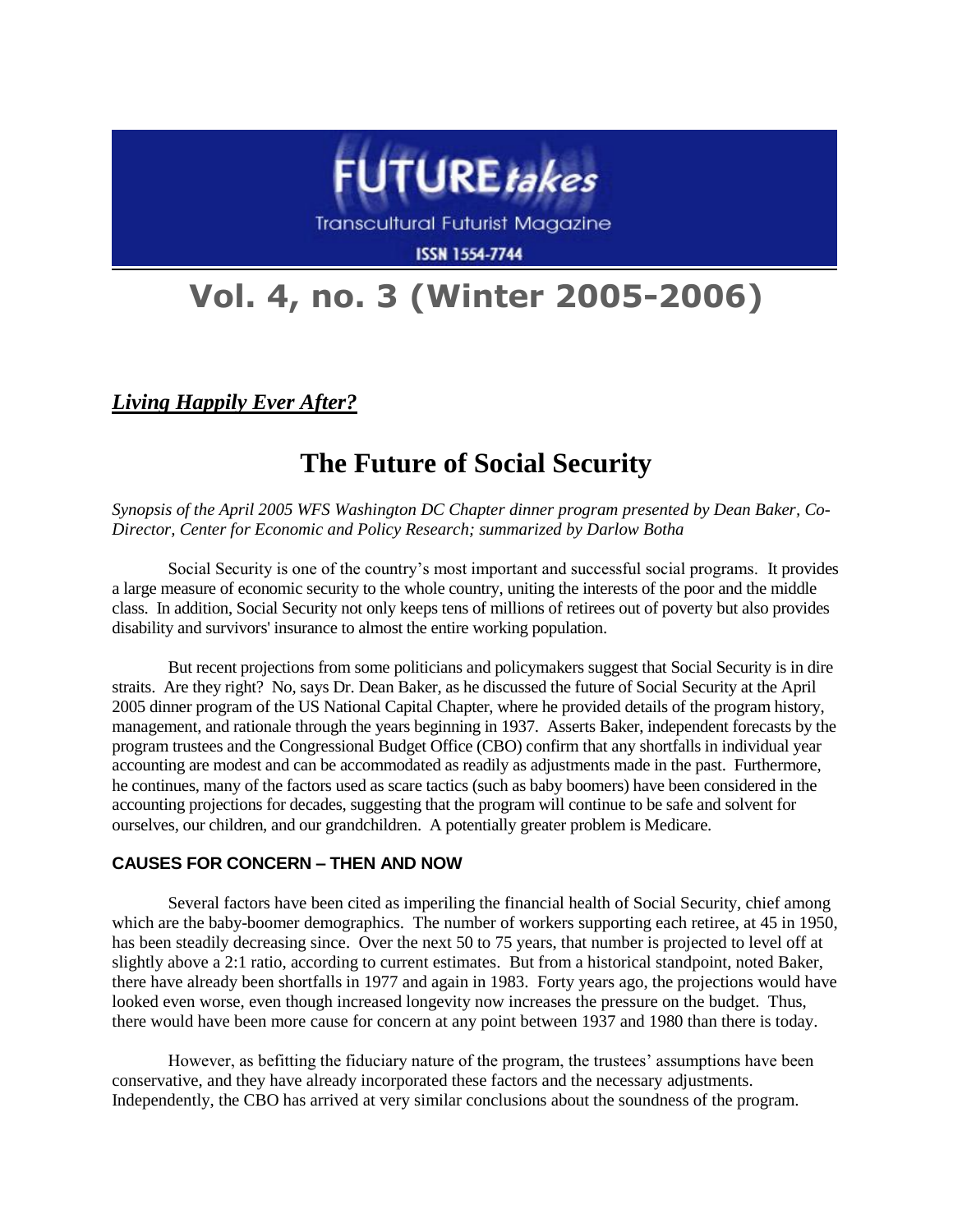# FUTURE*takes*

Transcultural Futurist Magazine

ISSN 1554-7744

# Vol. 4, no. 3 (Winter 2005-2006)

***Living Happily Ever After?***

## The Future of Social Security

*Synopsis of the April 2005 WFS Washington DC Chapter dinner program presented by Dean Baker, Co-Director, Center for Economic and Policy Research; summarized by Darlow Botha*

Social Security is one of the country's most important and successful social programs. It provides a large measure of economic security to the whole country, uniting the interests of the poor and the middle class. In addition, Social Security not only keeps tens of millions of retirees out of poverty but also provides disability and survivors' insurance to almost the entire working population.

But recent projections from some politicians and policymakers suggest that Social Security is in dire straits. Are they right? No, says Dr. Dean Baker, as he discussed the future of Social Security at the April 2005 dinner program of the US National Capital Chapter, where he provided details of the program history, management, and rationale through the years beginning in 1937. Asserts Baker, independent forecasts by the program trustees and the Congressional Budget Office (CBO) confirm that any shortfalls in individual year accounting are modest and can be accommodated as readily as adjustments made in the past. Furthermore, he continues, many of the factors used as scare tactics (such as baby boomers) have been considered in the accounting projections for decades, suggesting that the program will continue to be safe and solvent for ourselves, our children, and our grandchildren. A potentially greater problem is Medicare.

### CAUSES FOR CONCERN – THEN AND NOW

Several factors have been cited as imperiling the financial health of Social Security, chief among which are the baby-boomer demographics. The number of workers supporting each retiree, at 45 in 1950, has been steadily decreasing since. Over the next 50 to 75 years, that number is projected to level off at slightly above a 2:1 ratio, according to current estimates. But from a historical standpoint, noted Baker, there have already been shortfalls in 1977 and again in 1983. Forty years ago, the projections would have looked even worse, even though increased longevity now increases the pressure on the budget. Thus, there would have been more cause for concern at any point between 1937 and 1980 than there is today.

However, as befitting the fiduciary nature of the program, the trustees' assumptions have been conservative, and they have already incorporated these factors and the necessary adjustments. Independently, the CBO has arrived at very similar conclusions about the soundness of the program.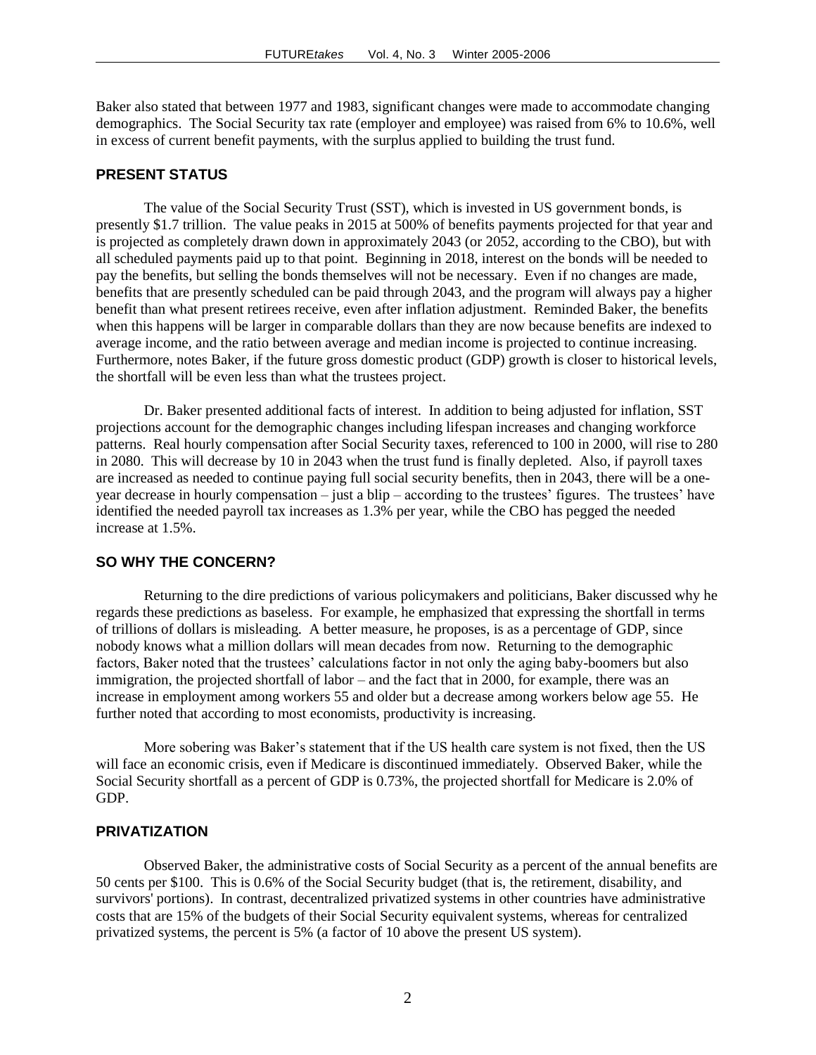Baker also stated that between 1977 and 1983, significant changes were made to accommodate changing demographics. The Social Security tax rate (employer and employee) was raised from 6% to 10.6%, well in excess of current benefit payments, with the surplus applied to building the trust fund.

## PRESENT STATUS

The value of the Social Security Trust (SST), which is invested in US government bonds, is presently $1.7 trillion. The value peaks in 2015 at 500% of benefits payments projected for that year and is projected as completely drawn down in approximately 2043 (or 2052, according to the CBO), but with all scheduled payments paid up to that point. Beginning in 2018, interest on the bonds will be needed to pay the benefits, but selling the bonds themselves will not be necessary. Even if no changes are made, benefits that are presently scheduled can be paid through 2043, and the program will always pay a higher benefit than what present retirees receive, even after inflation adjustment. Reminded Baker, the benefits when this happens will be larger in comparable dollars than they are now because benefits are indexed to average income, and the ratio between average and median income is projected to continue increasing. Furthermore, notes Baker, if the future gross domestic product (GDP) growth is closer to historical levels, the shortfall will be even less than what the trustees project.

Dr. Baker presented additional facts of interest. In addition to being adjusted for inflation, SST projections account for the demographic changes including lifespan increases and changing workforce patterns. Real hourly compensation after Social Security taxes, referenced to 100 in 2000, will rise to 280 in 2080. This will decrease by 10 in 2043 when the trust fund is finally depleted. Also, if payroll taxes are increased as needed to continue paying full social security benefits, then in 2043, there will be a one-year decrease in hourly compensation – just a blip – according to the trustees' figures. The trustees' have identified the needed payroll tax increases as 1.3% per year, while the CBO has pegged the needed increase at 1.5%.

## SO WHY THE CONCERN?

Returning to the dire predictions of various policymakers and politicians, Baker discussed why he regards these predictions as baseless. For example, he emphasized that expressing the shortfall in terms of trillions of dollars is misleading. A better measure, he proposes, is as a percentage of GDP, since nobody knows what a million dollars will mean decades from now. Returning to the demographic factors, Baker noted that the trustees' calculations factor in not only the aging baby-boomers but also immigration, the projected shortfall of labor – and the fact that in 2000, for example, there was an increase in employment among workers 55 and older but a decrease among workers below age 55. He further noted that according to most economists, productivity is increasing.

More sobering was Baker's statement that if the US health care system is not fixed, then the US will face an economic crisis, even if Medicare is discontinued immediately. Observed Baker, while the Social Security shortfall as a percent of GDP is 0.73%, the projected shortfall for Medicare is 2.0% of GDP.

## PRIVATIZATION

Observed Baker, the administrative costs of Social Security as a percent of the annual benefits are 50 cents per $100. This is 0.6% of the Social Security budget (that is, the retirement, disability, and survivors' portions). In contrast, decentralized privatized systems in other countries have administrative costs that are 15% of the budgets of their Social Security equivalent systems, whereas for centralized privatized systems, the percent is 5% (a factor of 10 above the present US system).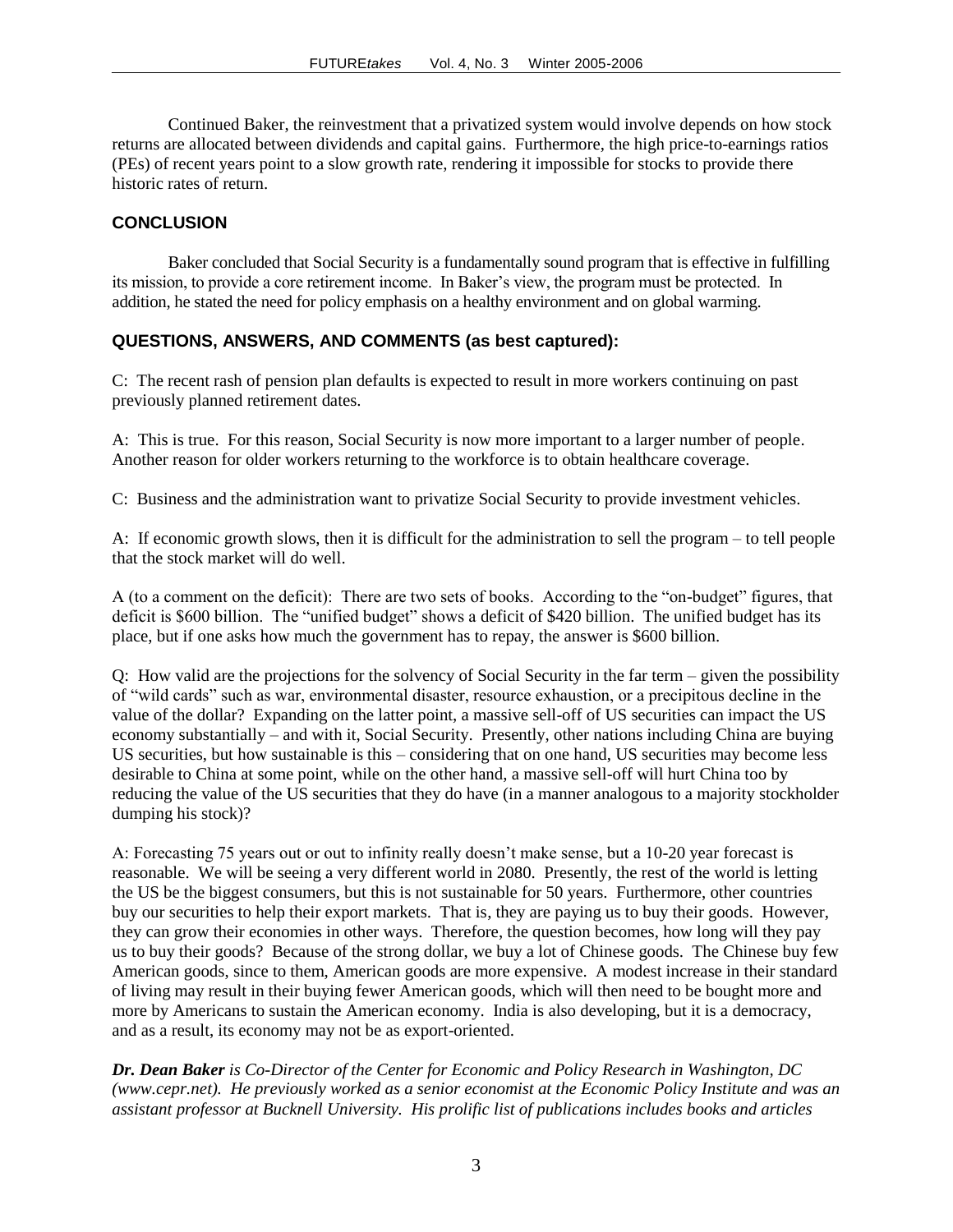Continued Baker, the reinvestment that a privatized system would involve depends on how stock returns are allocated between dividends and capital gains. Furthermore, the high price-to-earnings ratios (PEs) of recent years point to a slow growth rate, rendering it impossible for stocks to provide there historic rates of return.

## CONCLUSION

Baker concluded that Social Security is a fundamentally sound program that is effective in fulfilling its mission, to provide a core retirement income. In Baker's view, the program must be protected. In addition, he stated the need for policy emphasis on a healthy environment and on global warming.

## QUESTIONS, ANSWERS, AND COMMENTS (as best captured):

C: The recent rash of pension plan defaults is expected to result in more workers continuing on past previously planned retirement dates.

A: This is true. For this reason, Social Security is now more important to a larger number of people. Another reason for older workers returning to the workforce is to obtain healthcare coverage.

C: Business and the administration want to privatize Social Security to provide investment vehicles.

A: If economic growth slows, then it is difficult for the administration to sell the program – to tell people that the stock market will do well.

A (to a comment on the deficit): There are two sets of books. According to the "on-budget" figures, that deficit is $600 billion. The "unified budget" shows a deficit of $420 billion. The unified budget has its place, but if one asks how much the government has to repay, the answer is $600 billion.

Q: How valid are the projections for the solvency of Social Security in the far term – given the possibility of "wild cards" such as war, environmental disaster, resource exhaustion, or a precipitous decline in the value of the dollar? Expanding on the latter point, a massive sell-off of US securities can impact the US economy substantially – and with it, Social Security. Presently, other nations including China are buying US securities, but how sustainable is this – considering that on one hand, US securities may become less desirable to China at some point, while on the other hand, a massive sell-off will hurt China too by reducing the value of the US securities that they do have (in a manner analogous to a majority stockholder dumping his stock)?

A: Forecasting 75 years out or out to infinity really doesn't make sense, but a 10-20 year forecast is reasonable. We will be seeing a very different world in 2080. Presently, the rest of the world is letting the US be the biggest consumers, but this is not sustainable for 50 years. Furthermore, other countries buy our securities to help their export markets. That is, they are paying us to buy their goods. However, they can grow their economies in other ways. Therefore, the question becomes, how long will they pay us to buy their goods? Because of the strong dollar, we buy a lot of Chinese goods. The Chinese buy few American goods, since to them, American goods are more expensive. A modest increase in their standard of living may result in their buying fewer American goods, which will then need to be bought more and more by Americans to sustain the American economy. India is also developing, but it is a democracy, and as a result, its economy may not be as export-oriented.

***Dr. Dean Baker** is Co-Director of the Center for Economic and Policy Research in Washington, DC (www.cepr.net). He previously worked as a senior economist at the Economic Policy Institute and was an assistant professor at Bucknell University. His prolific list of publications includes books and articles*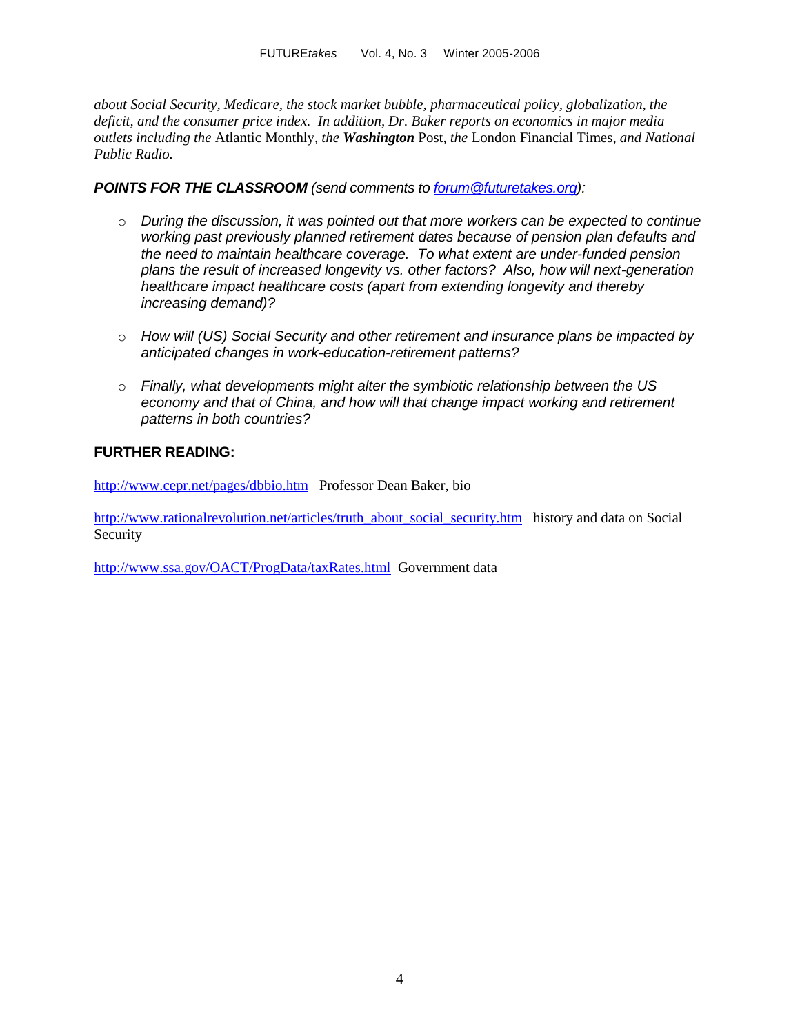*about Social Security, Medicare, the stock market bubble, pharmaceutical policy, globalization, the deficit, and the consumer price index. In addition, Dr. Baker reports on economics in major media outlets including the* Atlantic Monthly*, the* ***Washington*** Post*, the* London Financial Times*, and National Public Radio.*

***POINTS FOR THE CLASSROOM*** *(send comments to [forum@futuretakes.org](mailto:forum@futuretakes.org)):*

- *During the discussion, it was pointed out that more workers can be expected to continue working past previously planned retirement dates because of pension plan defaults and the need to maintain healthcare coverage. To what extent are under-funded pension plans the result of increased longevity vs. other factors? Also, how will next-generation healthcare impact healthcare costs (apart from extending longevity and thereby increasing demand)?*

- *How will (US) Social Security and other retirement and insurance plans be impacted by anticipated changes in work-education-retirement patterns?*

- *Finally, what developments might alter the symbiotic relationship between the US economy and that of China, and how will that change impact working and retirement patterns in both countries?*

**FURTHER READING:**

[http://www.cepr.net/pages/dbbio.htm](http://www.cepr.net/pages/dbbio.htm) Professor Dean Baker, bio

[http://www.rationalrevolution.net/articles/truth_about_social_security.htm](http://www.rationalrevolution.net/articles/truth_about_social_security.htm) history and data on Social Security

[http://www.ssa.gov/OACT/ProgData/taxRates.html](http://www.ssa.gov/OACT/ProgData/taxRates.html) Government data